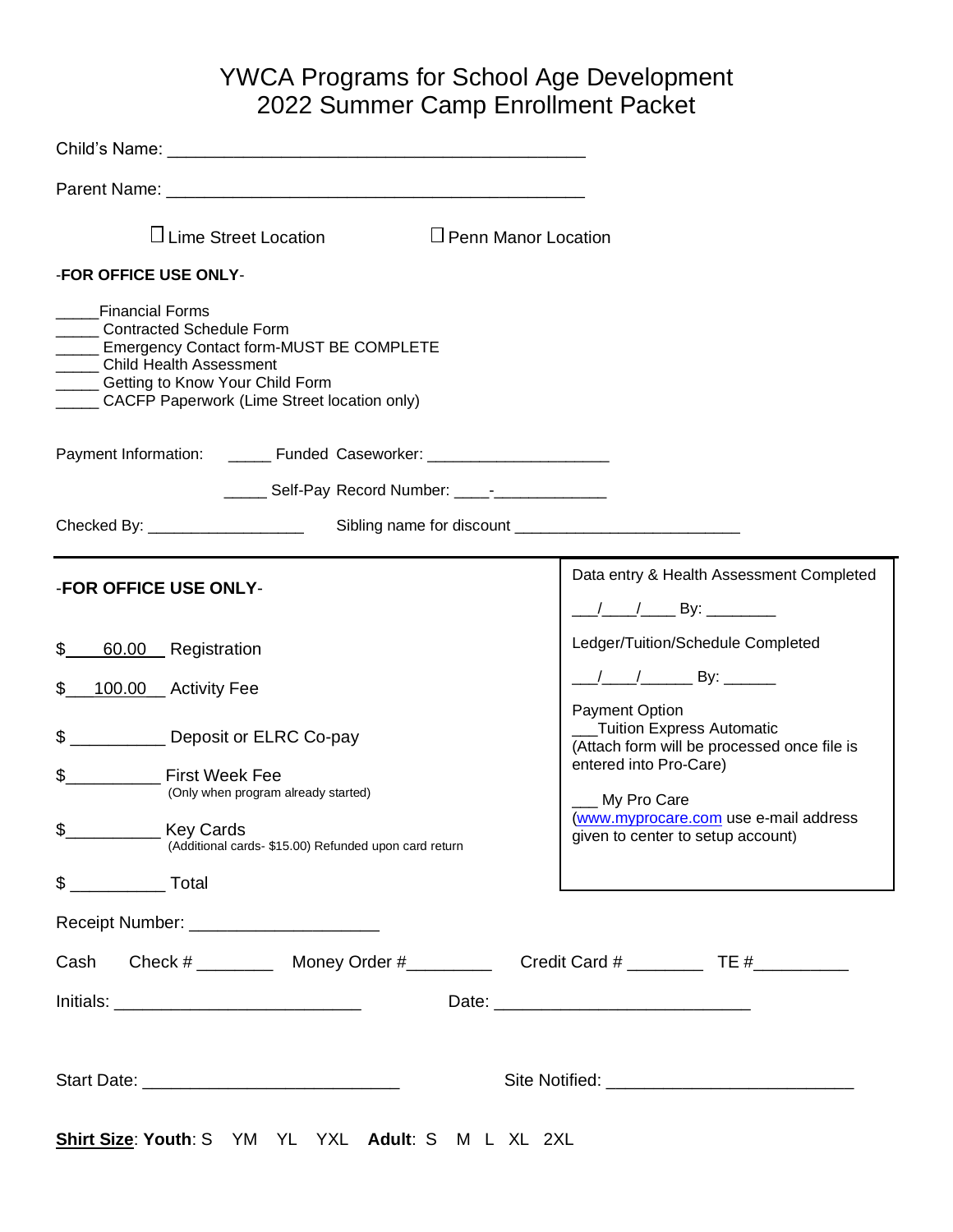# YWCA Programs for School Age Development
## 2022 Summer Camp Enrollment Packet

Child's Name: ___________________________________________

Parent Name: ___________________________________________

☐ Lime Street Location ☐ Penn Manor Location

-**FOR OFFICE USE ONLY**-

_____Financial Forms
_____ Contracted Schedule Form
_____ Emergency Contact form-MUST BE COMPLETE
_____ Child Health Assessment
_____ Getting to Know Your Child Form
_____ CACFP Paperwork (Lime Street location only)

Payment Information: _____ Funded Caseworker: ____________________

_____ Self-Pay Record Number: ____-____________

Checked By: _________________ Sibling name for discount ________________________

---

-**FOR OFFICE USE ONLY**-

$ 60.00 Registration

$ 100.00 Activity Fee

$ __________ Deposit or ELRC Co-pay

$__________ First Week Fee
(Only when program already started)

$__________ Key Cards
(Additional cards- $15.00) Refunded upon card return

$ __________ Total

Data entry & Health Assessment Completed

___/____/____ By: ________

Ledger/Tuition/Schedule Completed

___/____/______ By: ______

Payment Option
___Tuition Express Automatic
(Attach form will be processed once file is entered into Pro-Care)

___ My Pro Care
(www.myprocare.com use e-mail address given to center to setup account)

Receipt Number: ___________________

Cash Check # ________ Money Order #_________ Credit Card # ________ TE #__________

Initials: _________________________ Date: __________________________

Start Date: __________________________ Site Notified: ________________________

**Shirt Size**: **Youth**: S YM YL YXL **Adult**: S M L XL 2XL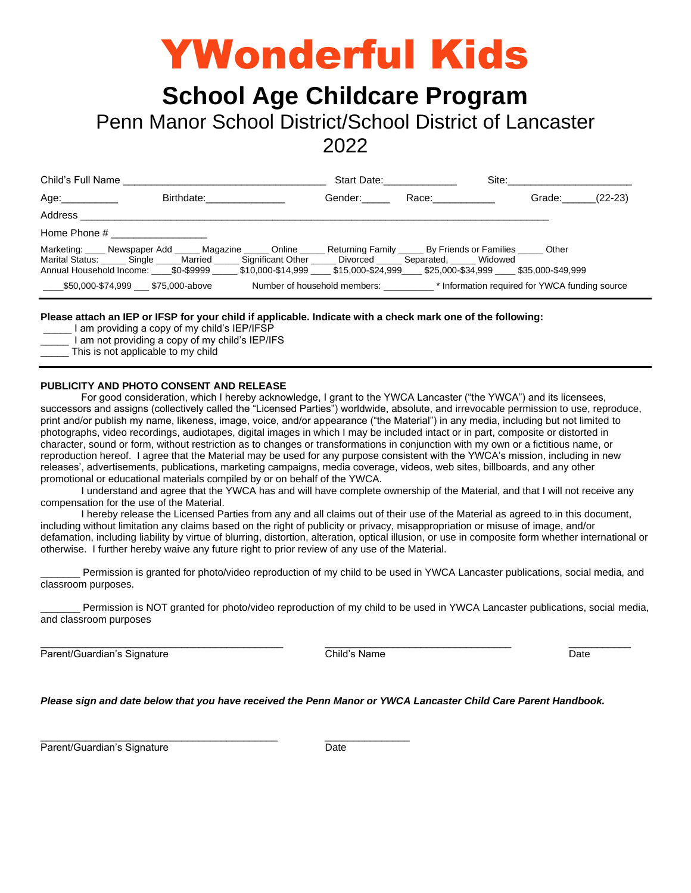# YWonderful Kids

## School Age Childcare Program

Penn Manor School District/School District of Lancaster

2022

Child's Full Name ___________________________________ Start Date:_____________ Site:______________________

Age:__________ Birthdate:______________ Gender:_____ Race:___________ Grade:______(22-23)

Address ___________________________________________________________________________________

Home Phone # _________________

Marketing: ____ Newspaper Add _____ Magazine _____ Online _____ Returning Family _____ By Friends or Families _____ Other
Marital Status: _____ Single _____Married _____ Significant Other _____ Divorced _____ Separated, _____ Widowed
Annual Household Income: ____$0-$9999 _____ $10,000-$14,999 ____ $15,000-$24,999____ $25,000-$34,999 ____ $35,000-$49,999

____$50,000-$74,999 ___ $75,000-above Number of household members: __________ * Information required for YWCA funding source

---

**Please attach an IEP or IFSP for your child if applicable. Indicate with a check mark one of the following:**

_____ I am providing a copy of my child's IEP/IFSP
_____ I am not providing a copy of my child's IEP/IFS
_____ This is not applicable to my child

---

**PUBLICITY AND PHOTO CONSENT AND RELEASE**

For good consideration, which I hereby acknowledge, I grant to the YWCA Lancaster ("the YWCA") and its licensees, successors and assigns (collectively called the "Licensed Parties") worldwide, absolute, and irrevocable permission to use, reproduce, print and/or publish my name, likeness, image, voice, and/or appearance ("the Material") in any media, including but not limited to photographs, video recordings, audiotapes, digital images in which I may be included intact or in part, composite or distorted in character, sound or form, without restriction as to changes or transformations in conjunction with my own or a fictitious name, or reproduction hereof. I agree that the Material may be used for any purpose consistent with the YWCA's mission, including in new releases', advertisements, publications, marketing campaigns, media coverage, videos, web sites, billboards, and any other promotional or educational materials compiled by or on behalf of the YWCA.

I understand and agree that the YWCA has and will have complete ownership of the Material, and that I will not receive any compensation for the use of the Material.

I hereby release the Licensed Parties from any and all claims out of their use of the Material as agreed to in this document, including without limitation any claims based on the right of publicity or privacy, misappropriation or misuse of image, and/or defamation, including liability by virtue of blurring, distortion, alteration, optical illusion, or use in composite form whether international or otherwise. I further hereby waive any future right to prior review of any use of the Material.

_______ Permission is granted for photo/video reproduction of my child to be used in YWCA Lancaster publications, social media, and classroom purposes.

_______ Permission is NOT granted for photo/video reproduction of my child to be used in YWCA Lancaster publications, social media, and classroom purposes

_____________________________________________ ________________________________ ___________
Parent/Guardian's Signature Child's Name Date

***Please sign and date below that you have received the Penn Manor or YWCA Lancaster Child Care Parent Handbook.***

____________________________________________ _______________
Parent/Guardian's Signature Date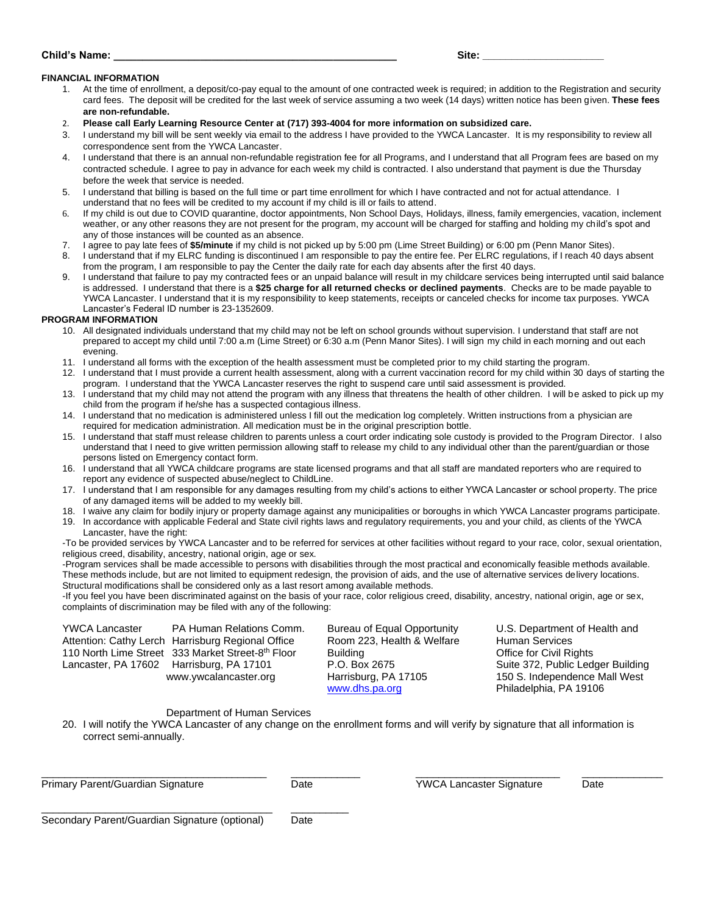**Child's Name: ______________________________________________** **Site: ____________________**

**FINANCIAL INFORMATION**

1. At the time of enrollment, a deposit/co-pay equal to the amount of one contracted week is required; in addition to the Registration and security card fees. The deposit will be credited for the last week of service assuming a two week (14 days) written notice has been given. **These fees are non-refundable.**
2. **Please call Early Learning Resource Center at (717) 393-4004 for more information on subsidized care.**
3. I understand my bill will be sent weekly via email to the address I have provided to the YWCA Lancaster. It is my responsibility to review all correspondence sent from the YWCA Lancaster.
4. I understand that there is an annual non-refundable registration fee for all Programs, and I understand that all Program fees are based on my contracted schedule. I agree to pay in advance for each week my child is contracted. I also understand that payment is due the Thursday before the week that service is needed.
5. I understand that billing is based on the full time or part time enrollment for which I have contracted and not for actual attendance. I understand that no fees will be credited to my account if my child is ill or fails to attend.
6. If my child is out due to COVID quarantine, doctor appointments, Non School Days, Holidays, illness, family emergencies, vacation, inclement weather, or any other reasons they are not present for the program, my account will be charged for staffing and holding my child's spot and any of those instances will be counted as an absence.
7. I agree to pay late fees of **$5/minute** if my child is not picked up by 5:00 pm (Lime Street Building) or 6:00 pm (Penn Manor Sites).
8. I understand that if my ELRC funding is discontinued I am responsible to pay the entire fee. Per ELRC regulations, if I reach 40 days absent from the program, I am responsible to pay the Center the daily rate for each day absents after the first 40 days.
9. I understand that failure to pay my contracted fees or an unpaid balance will result in my childcare services being interrupted until said balance is addressed. I understand that there is a **$25 charge for all returned checks or declined payments**. Checks are to be made payable to YWCA Lancaster. I understand that it is my responsibility to keep statements, receipts or canceled checks for income tax purposes. YWCA Lancaster's Federal ID number is 23-1352609.

**PROGRAM INFORMATION**

10. All designated individuals understand that my child may not be left on school grounds without supervision. I understand that staff are not prepared to accept my child until 7:00 a.m (Lime Street) or 6:30 a.m (Penn Manor Sites). I will sign my child in each morning and out each evening.
11. I understand all forms with the exception of the health assessment must be completed prior to my child starting the program.
12. I understand that I must provide a current health assessment, along with a current vaccination record for my child within 30 days of starting the program. I understand that the YWCA Lancaster reserves the right to suspend care until said assessment is provided.
13. I understand that my child may not attend the program with any illness that threatens the health of other children. I will be asked to pick up my child from the program if he/she has a suspected contagious illness.
14. I understand that no medication is administered unless I fill out the medication log completely. Written instructions from a physician are required for medication administration. All medication must be in the original prescription bottle.
15. I understand that staff must release children to parents unless a court order indicating sole custody is provided to the Program Director. I also understand that I need to give written permission allowing staff to release my child to any individual other than the parent/guardian or those persons listed on Emergency contact form.
16. I understand that all YWCA childcare programs are state licensed programs and that all staff are mandated reporters who are required to report any evidence of suspected abuse/neglect to ChildLine.
17. I understand that I am responsible for any damages resulting from my child's actions to either YWCA Lancaster or school property. The price of any damaged items will be added to my weekly bill.
18. I waive any claim for bodily injury or property damage against any municipalities or boroughs in which YWCA Lancaster programs participate.
19. In accordance with applicable Federal and State civil rights laws and regulatory requirements, you and your child, as clients of the YWCA Lancaster, have the right:

-To be provided services by YWCA Lancaster and to be referred for services at other facilities without regard to your race, color, sexual orientation, religious creed, disability, ancestry, national origin, age or sex.

-Program services shall be made accessible to persons with disabilities through the most practical and economically feasible methods available. These methods include, but are not limited to equipment redesign, the provision of aids, and the use of alternative services delivery locations. Structural modifications shall be considered only as a last resort among available methods.

-If you feel you have been discriminated against on the basis of your race, color religious creed, disability, ancestry, national origin, age or sex, complaints of discrimination may be filed with any of the following:

YWCA Lancaster
Attention: Cathy Lerch
110 North Lime Street
Lancaster, PA 17602

PA Human Relations Comm.
Harrisburg Regional Office
333 Market Street-8th Floor
Harrisburg, PA 17101
www.ywcalancaster.org

Bureau of Equal Opportunity
Room 223, Health & Welfare Building
P.O. Box 2675
Harrisburg, PA 17105
www.dhs.pa.org

U.S. Department of Health and Human Services
Office for Civil Rights
Suite 372, Public Ledger Building
150 S. Independence Mall West
Philadelphia, PA 19106

Department of Human Services

20. I will notify the YWCA Lancaster of any change on the enrollment forms and will verify by signature that all information is correct semi-annually.

______________________________________ ____________ ________________________ ____________
Primary Parent/Guardian Signature Date YWCA Lancaster Signature Date

______________________________________ ____________
Secondary Parent/Guardian Signature (optional) Date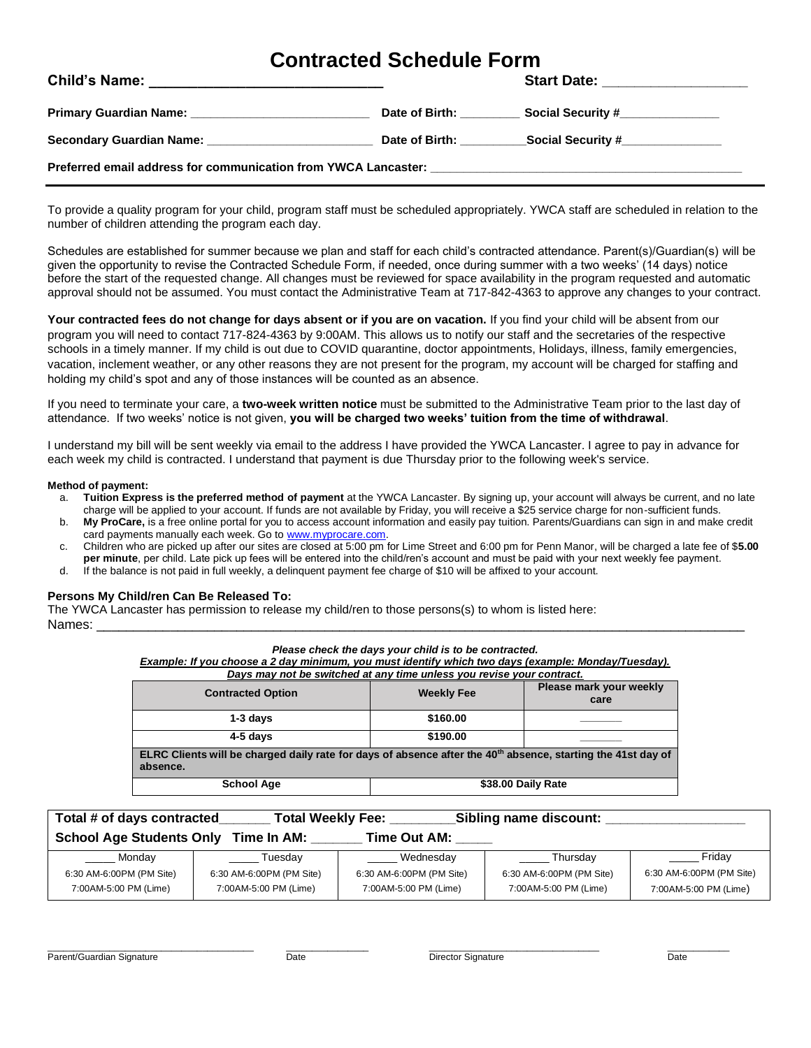# Contracted Schedule Form

**Child's Name: ____________________________** **Start Date: ___________________**

**Primary Guardian Name: __________________________** **Date of Birth: _________** **Social Security #_______________**

**Secondary Guardian Name: ________________________** **Date of Birth: _________** **Social Security #_______________**

**Preferred email address for communication from YWCA Lancaster: ____________________________________________**

---

To provide a quality program for your child, program staff must be scheduled appropriately. YWCA staff are scheduled in relation to the number of children attending the program each day.

Schedules are established for summer because we plan and staff for each child's contracted attendance. Parent(s)/Guardian(s) will be given the opportunity to revise the Contracted Schedule Form, if needed, once during summer with a two weeks' (14 days) notice before the start of the requested change. All changes must be reviewed for space availability in the program requested and automatic approval should not be assumed. You must contact the Administrative Team at 717-842-4363 to approve any changes to your contract.

**Your contracted fees do not change for days absent or if you are on vacation.** If you find your child will be absent from our program you will need to contact 717-824-4363 by 9:00AM. This allows us to notify our staff and the secretaries of the respective schools in a timely manner. If my child is out due to COVID quarantine, doctor appointments, Holidays, illness, family emergencies, vacation, inclement weather, or any other reasons they are not present for the program, my account will be charged for staffing and holding my child's spot and any of those instances will be counted as an absence.

If you need to terminate your care, a **two-week written notice** must be submitted to the Administrative Team prior to the last day of attendance. If two weeks' notice is not given, **you will be charged two weeks' tuition from the time of withdrawal**.

I understand my bill will be sent weekly via email to the address I have provided the YWCA Lancaster. I agree to pay in advance for each week my child is contracted. I understand that payment is due Thursday prior to the following week's service.

**Method of payment:**

a. **Tuition Express is the preferred method of payment** at the YWCA Lancaster. By signing up, your account will always be current, and no late charge will be applied to your account. If funds are not available by Friday, you will receive a $25 service charge for non-sufficient funds.
b. **My ProCare,** is a free online portal for you to access account information and easily pay tuition. Parents/Guardians can sign in and make credit card payments manually each week. Go to www.myprocare.com.
c. Children who are picked up after our sites are closed at 5:00 pm for Lime Street and 6:00 pm for Penn Manor, will be charged a late fee of $**5.00 per minute**, per child. Late pick up fees will be entered into the child/ren's account and must be paid with your next weekly fee payment.
d. If the balance is not paid in full weekly, a delinquent payment fee charge of $10 will be affixed to your account.

**Persons My Child/ren Can Be Released To:**

The YWCA Lancaster has permission to release my child/ren to those persons(s) to whom is listed here:
Names: ____________________________________________________________________________________

***Please check the days your child is to be contracted.***
***Example: If you choose a 2 day minimum, you must identify which two days (example: Monday/Tuesday).***
***Days may not be switched at any time unless you revise your contract.***

| Contracted Option | Weekly Fee | Please mark your weekly care |
|---|---|---|
| 1-3 days | $160.00 | _______ |
| 4-5 days | $190.00 | _______ |
| **ELRC Clients will be charged daily rate for days of absence after the 40th absence, starting the 41st day of absence.** | | |
| School Age | $38.00 Daily Rate | |

| **Total # of days contracted_______** | **Total Weekly Fee: ________** | **Sibling name discount: ___________________** | | |
|---|---|---|---|---|
| **School Age Students Only Time In AM: _______** | **Time Out AM: _____** | | | |
| _____ Monday | _____ Tuesday | _____ Wednesday | _____ Thursday | _____ Friday |
| 6:30 AM-6:00PM (PM Site) | 6:30 AM-6:00PM (PM Site) | 6:30 AM-6:00PM (PM Site) | 6:30 AM-6:00PM (PM Site) | 6:30 AM-6:00PM (PM Site) |
| 7:00AM-5:00 PM (Lime) | 7:00AM-5:00 PM (Lime) | 7:00AM-5:00 PM (Lime) | 7:00AM-5:00 PM (Lime) | 7:00AM-5:00 PM (Lime) |

___________________________________ Parent/Guardian Signature &nbsp;&nbsp; ______________ Date &nbsp;&nbsp; _____________________________ Director Signature &nbsp;&nbsp; ___________ Date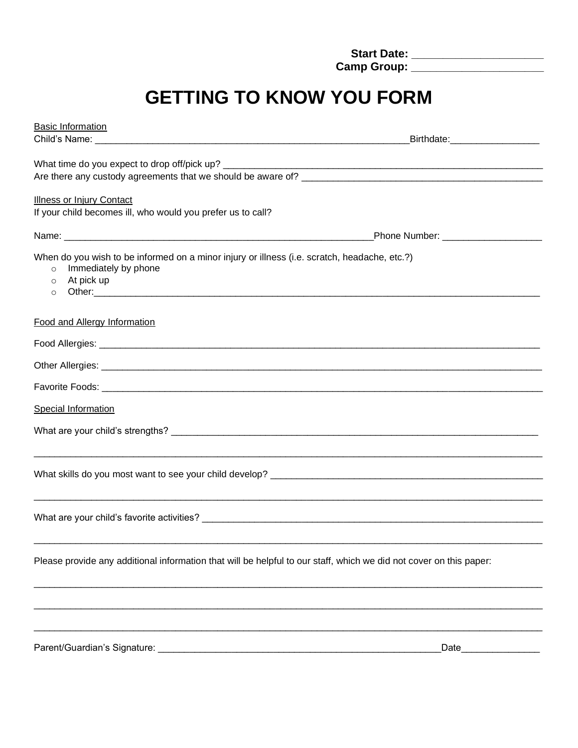**Start Date:** ______________________
**Camp Group:** ______________________

# GETTING TO KNOW YOU FORM

Basic Information

Child's Name: ____________________________________________________________Birthdate:_________________

What time do you expect to drop off/pick up? ______________________________________________________________

Are there any custody agreements that we should be aware of? ______________________________________________

Illness or Injury Contact

If your child becomes ill, who would you prefer us to call?

Name: ____________________________________________________________Phone Number: ___________________

When do you wish to be informed on a minor injury or illness (i.e. scratch, headache, etc.?)

- Immediately by phone
- At pick up
- Other:_____________________________________________________________________________________

Food and Allergy Information

Food Allergies: ______________________________________________________________________________________

Other Allergies: _____________________________________________________________________________________

Favorite Foods: _____________________________________________________________________________________

Special Information

What are your child's strengths? ________________________________________________________________________

_____________________________________________________________________________________________________

What skills do you most want to see your child develop? ____________________________________________________

_____________________________________________________________________________________________________

What are your child's favorite activities? _________________________________________________________________

_____________________________________________________________________________________________________

Please provide any additional information that will be helpful to our staff, which we did not cover on this paper:

_____________________________________________________________________________________________________

_____________________________________________________________________________________________________

_____________________________________________________________________________________________________

Parent/Guardian's Signature: ________________________________________________________Date_______________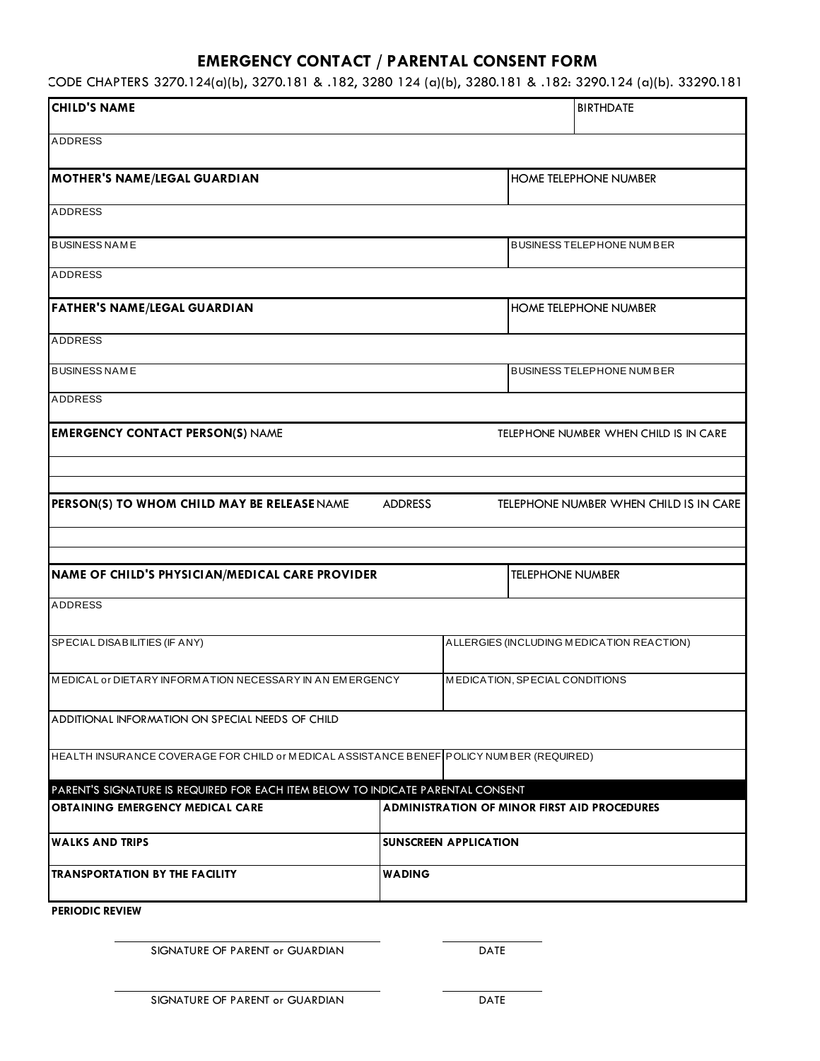# EMERGENCY CONTACT / PARENTAL CONSENT FORM

CODE CHAPTERS 3270.124(a)(b), 3270.181 & .182, 3280 124 (a)(b), 3280.181 & .182: 3290.124 (a)(b). 33290.181

| **CHILD'S NAME** | BIRTHDATE |
|---|---|
| ADDRESS | |

| **MOTHER'S NAME/LEGAL GUARDIAN** | HOME TELEPHONE NUMBER |
|---|---|
| ADDRESS | |
| BUSINESS NAME | BUSINESS TELEPHONE NUMBER |
| ADDRESS | |

| **FATHER'S NAME/LEGAL GUARDIAN** | HOME TELEPHONE NUMBER |
|---|---|
| ADDRESS | |
| BUSINESS NAME | BUSINESS TELEPHONE NUMBER |
| ADDRESS | |

| **EMERGENCY CONTACT PERSON(S)** NAME | TELEPHONE NUMBER WHEN CHILD IS IN CARE |
|---|---|
| | |
| | |

| **PERSON(S) TO WHOM CHILD MAY BE RELEASE** NAME | ADDRESS | TELEPHONE NUMBER WHEN CHILD IS IN CARE |
|---|---|---|
| | | |
| | | |

| **NAME OF CHILD'S PHYSICIAN/MEDICAL CARE PROVIDER** | TELEPHONE NUMBER |
|---|---|
| ADDRESS | |

| SPECIAL DISABILITIES (IF ANY) | ALLERGIES (INCLUDING MEDICATION REACTION) |
|---|---|
| MEDICAL or DIETARY INFORMATION NECESSARY IN AN EMERGENCY | MEDICATION, SPECIAL CONDITIONS |
| ADDITIONAL INFORMATION ON SPECIAL NEEDS OF CHILD | |
| HEALTH INSURANCE COVERAGE FOR CHILD or MEDICAL ASSISTANCE BENEF | POLICY NUMBER (REQUIRED) |

| PARENT'S SIGNATURE IS REQUIRED FOR EACH ITEM BELOW TO INDICATE PARENTAL CONSENT | |
|---|---|
| **OBTAINING EMERGENCY MEDICAL CARE** | **ADMINISTRATION OF MINOR FIRST AID PROCEDURES** |
| **WALKS AND TRIPS** | **SUNSCREEN APPLICATION** |
| **TRANSPORTATION BY THE FACILITY** | **WADING** |

**PERIODIC REVIEW**

______________________________ ______________

SIGNATURE OF PARENT or GUARDIAN DATE

______________________________ ______________

SIGNATURE OF PARENT or GUARDIAN DATE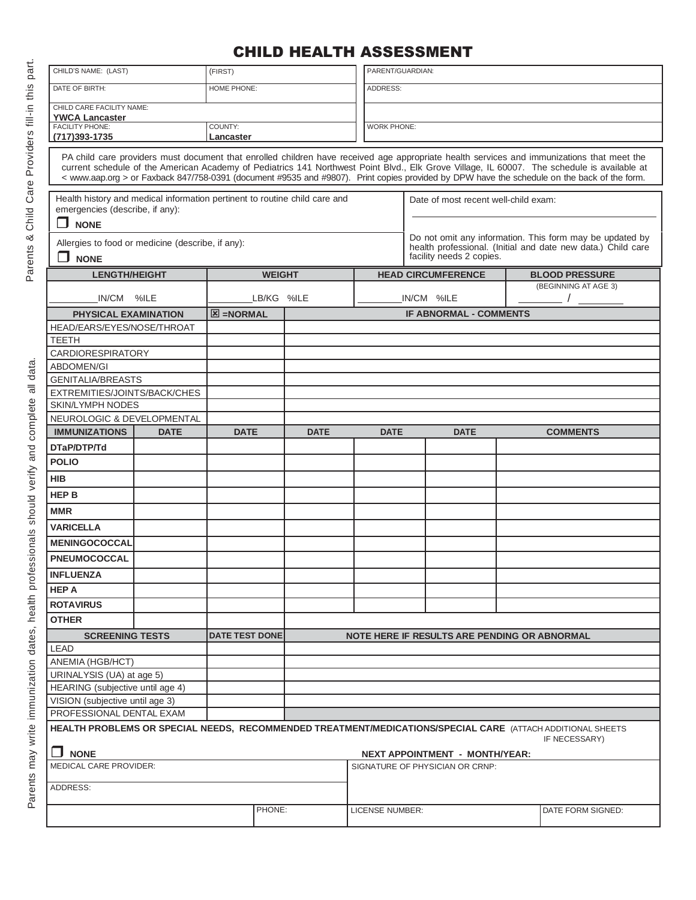# CHILD HEALTH ASSESSMENT

Parents & Child Care Providers fill-in this part.

| | | |
|---|---|---|
| CHILD'S NAME: (LAST) | (FIRST) | PARENT/GUARDIAN: |
| DATE OF BIRTH: | HOME PHONE: | ADDRESS: |
| CHILD CARE FACILITY NAME: **YWCA Lancaster** | | |
| FACILITY PHONE: **(717)393-1735** | COUNTY: **Lancaster** | WORK PHONE: |

PA child care providers must document that enrolled children have received age appropriate health services and immunizations that meet the current schedule of the American Academy of Pediatrics 141 Northwest Point Blvd., Elk Grove Village, IL 60007. The schedule is available at < www.aap.org > or Faxback 847/758-0391 (document #9535 and #9807). Print copies provided by DPW have the schedule on the back of the form.

Parents may write immunization dates, health professionals should verify and complete all data.

| | |
|---|---|
| Health history and medical information pertinent to routine child care and emergencies (describe, if any): ❒ **NONE** | Date of most recent well-child exam: ______ |
| Allergies to food or medicine (describe, if any): ❒ **NONE** | Do not omit any information. This form may be updated by health professional. (Initial and date new data.) Child care facility needs 2 copies. |

| LENGTH/HEIGHT | WEIGHT | HEAD CIRCUMFERENCE | BLOOD PRESSURE (BEGINNING AT AGE 3) |
|---|---|---|---|
| ______IN/CM %ILE | ______LB/KG %ILE | ______IN/CM %ILE | ______ / ______ |

| PHYSICAL EXAMINATION | ☒ =NORMAL | IF ABNORMAL - COMMENTS |
|---|---|---|
| HEAD/EARS/EYES/NOSE/THROAT | | |
| TEETH | | |
| CARDIORESPIRATORY | | |
| ABDOMEN/GI | | |
| GENITALIA/BREASTS | | |
| EXTREMITIES/JOINTS/BACK/CHES | | |
| SKIN/LYMPH NODES | | |
| NEUROLOGIC & DEVELOPMENTAL | | |

| IMMUNIZATIONS | DATE | DATE | DATE | DATE | DATE | COMMENTS |
|---|---|---|---|---|---|---|
| **DTaP/DTP/Td** | | | | | | |
| **POLIO** | | | | | | |
| **HIB** | | | | | | |
| **HEP B** | | | | | | |
| **MMR** | | | | | | |
| **VARICELLA** | | | | | | |
| **MENINGOCOCCAL** | | | | | | |
| **PNEUMOCOCCAL** | | | | | | |
| **INFLUENZA** | | | | | | |
| **HEP A** | | | | | | |
| **ROTAVIRUS** | | | | | | |
| **OTHER** | | | | | | |

| SCREENING TESTS | DATE TEST DONE | NOTE HERE IF RESULTS ARE PENDING OR ABNORMAL |
|---|---|---|
| LEAD | | |
| ANEMIA (HGB/HCT) | | |
| URINALYSIS (UA) at age 5) | | |
| HEARING (subjective until age 4) | | |
| VISION (subjective until age 3) | | |
| PROFESSIONAL DENTAL EXAM | | |

**HEALTH PROBLEMS OR SPECIAL NEEDS, RECOMMENDED TREATMENT/MEDICATIONS/SPECIAL CARE** (ATTACH ADDITIONAL SHEETS IF NECESSARY)

❒ **NONE** **NEXT APPOINTMENT - MONTH/YEAR:**

| | | | |
|---|---|---|---|
| MEDICAL CARE PROVIDER: | | SIGNATURE OF PHYSICIAN OR CRNP: | |
| ADDRESS: | | | |
| | PHONE: | LICENSE NUMBER: | DATE FORM SIGNED: |